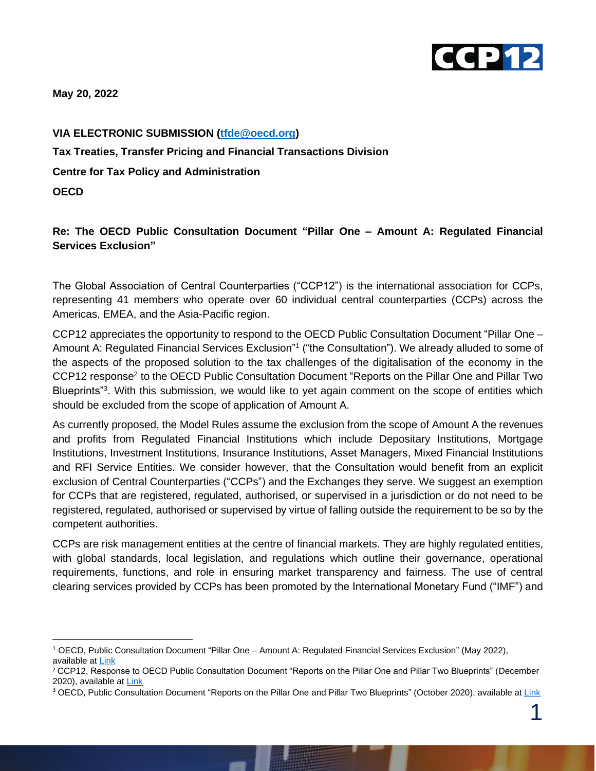**May 20, 2022**

**VIA ELECTRONIC SUBMISSION (tfde@oecd.org)**

**Tax Treaties, Transfer Pricing and Financial Transactions Division**

**Centre for Tax Policy and Administration**

**OECD**

**Re: The OECD Public Consultation Document "Pillar One – Amount A: Regulated Financial Services Exclusion"**

The Global Association of Central Counterparties ("CCP12") is the international association for CCPs, representing 41 members who operate over 60 individual central counterparties (CCPs) across the Americas, EMEA, and the Asia-Pacific region.

CCP12 appreciates the opportunity to respond to the OECD Public Consultation Document "Pillar One – Amount A: Regulated Financial Services Exclusion"[1] ("the Consultation"). We already alluded to some of the aspects of the proposed solution to the tax challenges of the digitalisation of the economy in the CCP12 response[2] to the OECD Public Consultation Document "Reports on the Pillar One and Pillar Two Blueprints"[3]. With this submission, we would like to yet again comment on the scope of entities which should be excluded from the scope of application of Amount A.

As currently proposed, the Model Rules assume the exclusion from the scope of Amount A the revenues and profits from Regulated Financial Institutions which include Depositary Institutions, Mortgage Institutions, Investment Institutions, Insurance Institutions, Asset Managers, Mixed Financial Institutions and RFI Service Entities. We consider however, that the Consultation would benefit from an explicit exclusion of Central Counterparties ("CCPs") and the Exchanges they serve. We suggest an exemption for CCPs that are registered, regulated, authorised, or supervised in a jurisdiction or do not need to be registered, regulated, authorised or supervised by virtue of falling outside the requirement to be so by the competent authorities.

CCPs are risk management entities at the centre of financial markets. They are highly regulated entities, with global standards, local legislation, and regulations which outline their governance, operational requirements, functions, and role in ensuring market transparency and fairness. The use of central clearing services provided by CCPs has been promoted by the International Monetary Fund ("IMF") and

---

[1] OECD, Public Consultation Document "Pillar One – Amount A: Regulated Financial Services Exclusion" (May 2022), available at Link

[2] CCP12, Response to OECD Public Consultation Document "Reports on the Pillar One and Pillar Two Blueprints" (December 2020), available at Link

[3] OECD, Public Consultation Document "Reports on the Pillar One and Pillar Two Blueprints" (October 2020), available at Link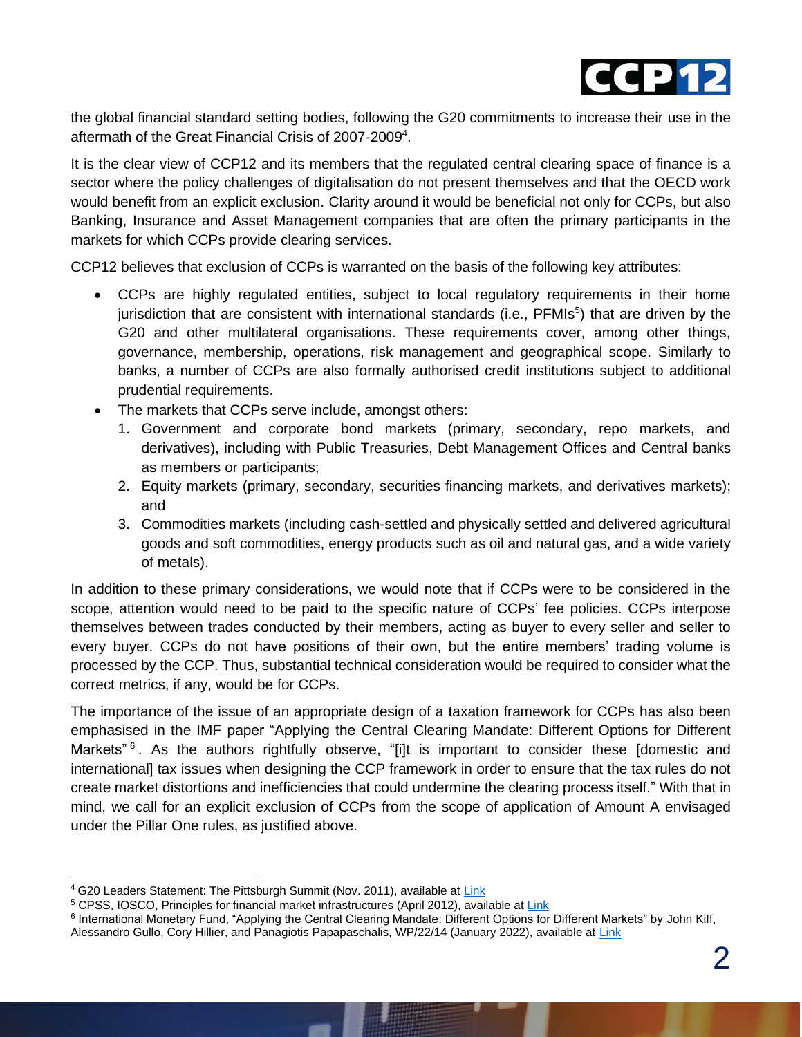the global financial standard setting bodies, following the G20 commitments to increase their use in the aftermath of the Great Financial Crisis of 2007-2009[4].

It is the clear view of CCP12 and its members that the regulated central clearing space of finance is a sector where the policy challenges of digitalisation do not present themselves and that the OECD work would benefit from an explicit exclusion. Clarity around it would be beneficial not only for CCPs, but also Banking, Insurance and Asset Management companies that are often the primary participants in the markets for which CCPs provide clearing services.

CCP12 believes that exclusion of CCPs is warranted on the basis of the following key attributes:

- CCPs are highly regulated entities, subject to local regulatory requirements in their home jurisdiction that are consistent with international standards (i.e., PFMIs[5]) that are driven by the G20 and other multilateral organisations. These requirements cover, among other things, governance, membership, operations, risk management and geographical scope. Similarly to banks, a number of CCPs are also formally authorised credit institutions subject to additional prudential requirements.
- The markets that CCPs serve include, amongst others:
  1. Government and corporate bond markets (primary, secondary, repo markets, and derivatives), including with Public Treasuries, Debt Management Offices and Central banks as members or participants;
  2. Equity markets (primary, secondary, securities financing markets, and derivatives markets); and
  3. Commodities markets (including cash-settled and physically settled and delivered agricultural goods and soft commodities, energy products such as oil and natural gas, and a wide variety of metals).

In addition to these primary considerations, we would note that if CCPs were to be considered in the scope, attention would need to be paid to the specific nature of CCPs' fee policies. CCPs interpose themselves between trades conducted by their members, acting as buyer to every seller and seller to every buyer. CCPs do not have positions of their own, but the entire members' trading volume is processed by the CCP. Thus, substantial technical consideration would be required to consider what the correct metrics, if any, would be for CCPs.

The importance of the issue of an appropriate design of a taxation framework for CCPs has also been emphasised in the IMF paper "Applying the Central Clearing Mandate: Different Options for Different Markets"[6]. As the authors rightfully observe, "[i]t is important to consider these [domestic and international] tax issues when designing the CCP framework in order to ensure that the tax rules do not create market distortions and inefficiencies that could undermine the clearing process itself." With that in mind, we call for an explicit exclusion of CCPs from the scope of application of Amount A envisaged under the Pillar One rules, as justified above.

---

[4] G20 Leaders Statement: The Pittsburgh Summit (Nov. 2011), available at Link

[5] CPSS, IOSCO, Principles for financial market infrastructures (April 2012), available at Link

[6] International Monetary Fund, "Applying the Central Clearing Mandate: Different Options for Different Markets" by John Kiff, Alessandro Gullo, Cory Hillier, and Panagiotis Papapaschalis, WP/22/14 (January 2022), available at Link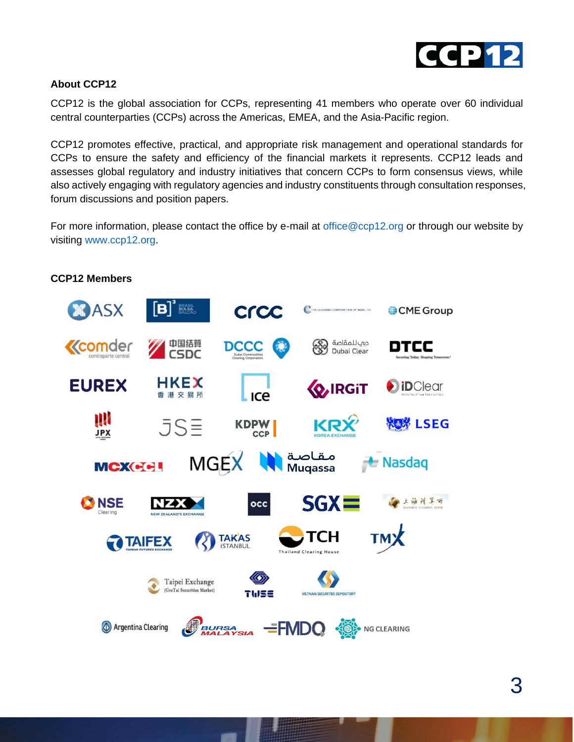### About CCP12

CCP12 is the global association for CCPs, representing 41 members who operate over 60 individual central counterparties (CCPs) across the Americas, EMEA, and the Asia-Pacific region.

CCP12 promotes effective, practical, and appropriate risk management and operational standards for CCPs to ensure the safety and efficiency of the financial markets it represents. CCP12 leads and assesses global regulatory and industry initiatives that concern CCPs to form consensus views, while also actively engaging with regulatory agencies and industry constituents through consultation responses, forum discussions and position papers.

For more information, please contact the office by e-mail at office@ccp12.org or through our website by visiting www.ccp12.org.

### CCP12 Members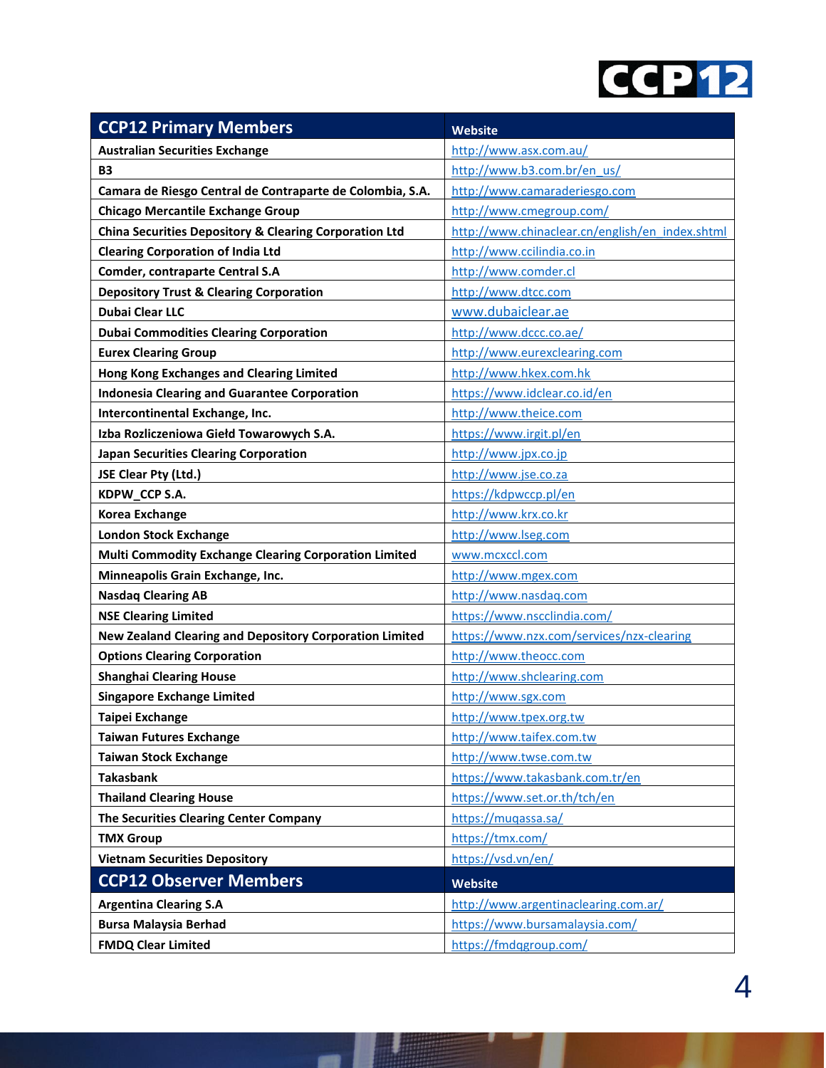| CCP12 Primary Members | Website |
|---|---|
| Australian Securities Exchange | http://www.asx.com.au/ |
| B3 | http://www.b3.com.br/en_us/ |
| Camara de Riesgo Central de Contraparte de Colombia, S.A. | http://www.camaraderiesgo.com |
| Chicago Mercantile Exchange Group | http://www.cmegroup.com/ |
| China Securities Depository & Clearing Corporation Ltd | http://www.chinaclear.cn/english/en_index.shtml |
| Clearing Corporation of India Ltd | http://www.ccilindia.co.in |
| Comder, contraparte Central S.A | http://www.comder.cl |
| Depository Trust & Clearing Corporation | http://www.dtcc.com |
| Dubai Clear LLC | www.dubaiclear.ae |
| Dubai Commodities Clearing Corporation | http://www.dccc.co.ae/ |
| Eurex Clearing Group | http://www.eurexclearing.com |
| Hong Kong Exchanges and Clearing Limited | http://www.hkex.com.hk |
| Indonesia Clearing and Guarantee Corporation | https://www.idclear.co.id/en |
| Intercontinental Exchange, Inc. | http://www.theice.com |
| Izba Rozliczeniowa Giełd Towarowych S.A. | https://www.irgit.pl/en |
| Japan Securities Clearing Corporation | http://www.jpx.co.jp |
| JSE Clear Pty (Ltd.) | http://www.jse.co.za |
| KDPW_CCP S.A. | https://kdpwccp.pl/en |
| Korea Exchange | http://www.krx.co.kr |
| London Stock Exchange | http://www.lseg.com |
| Multi Commodity Exchange Clearing Corporation Limited | www.mcxccl.com |
| Minneapolis Grain Exchange, Inc. | http://www.mgex.com |
| Nasdaq Clearing AB | http://www.nasdaq.com |
| NSE Clearing Limited | https://www.nscclindia.com/ |
| New Zealand Clearing and Depository Corporation Limited | https://www.nzx.com/services/nzx-clearing |
| Options Clearing Corporation | http://www.theocc.com |
| Shanghai Clearing House | http://www.shclearing.com |
| Singapore Exchange Limited | http://www.sgx.com |
| Taipei Exchange | http://www.tpex.org.tw |
| Taiwan Futures Exchange | http://www.taifex.com.tw |
| Taiwan Stock Exchange | http://www.twse.com.tw |
| Takasbank | https://www.takasbank.com.tr/en |
| Thailand Clearing House | https://www.set.or.th/tch/en |
| The Securities Clearing Center Company | https://muqassa.sa/ |
| TMX Group | https://tmx.com/ |
| Vietnam Securities Depository | https://vsd.vn/en/ |
| **CCP12 Observer Members** | **Website** |
| Argentina Clearing S.A | http://www.argentinaclearing.com.ar/ |
| Bursa Malaysia Berhad | https://www.bursamalaysia.com/ |
| FMDQ Clear Limited | https://fmdqgroup.com/ |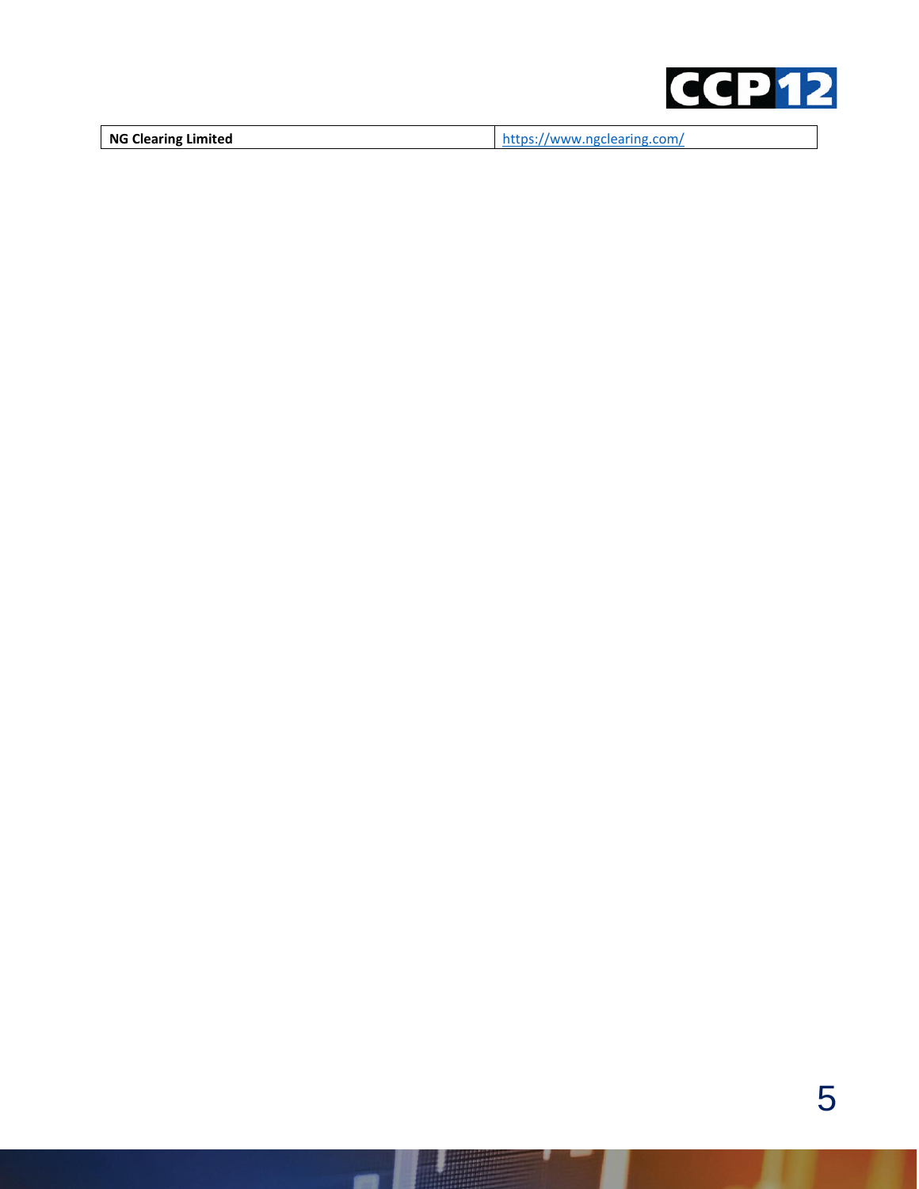| | |
|---|---|
| **NG Clearing Limited** | https://www.ngclearing.com/ |